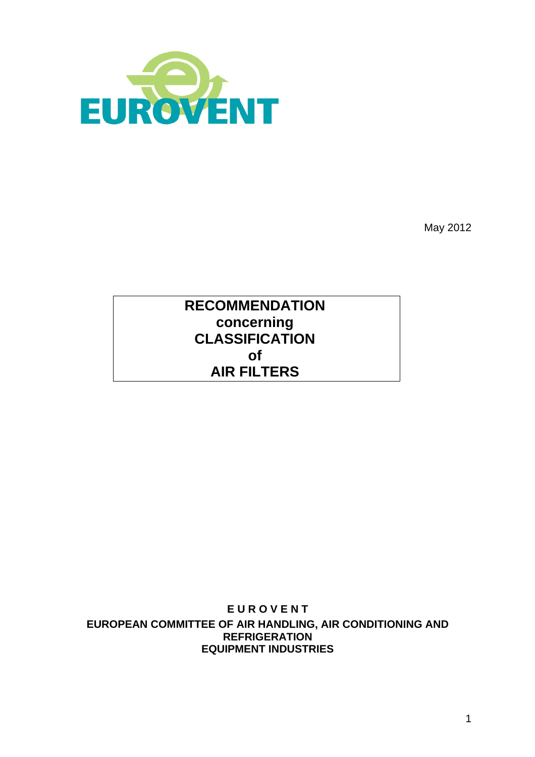EUROVENT

May 2012

# RECOMMENDATION concerning CLASSIFICATION of AIR FILTERS

**E U R O V E N T**

**EUROPEAN COMMITTEE OF AIR HANDLING, AIR CONDITIONING AND REFRIGERATION EQUIPMENT INDUSTRIES**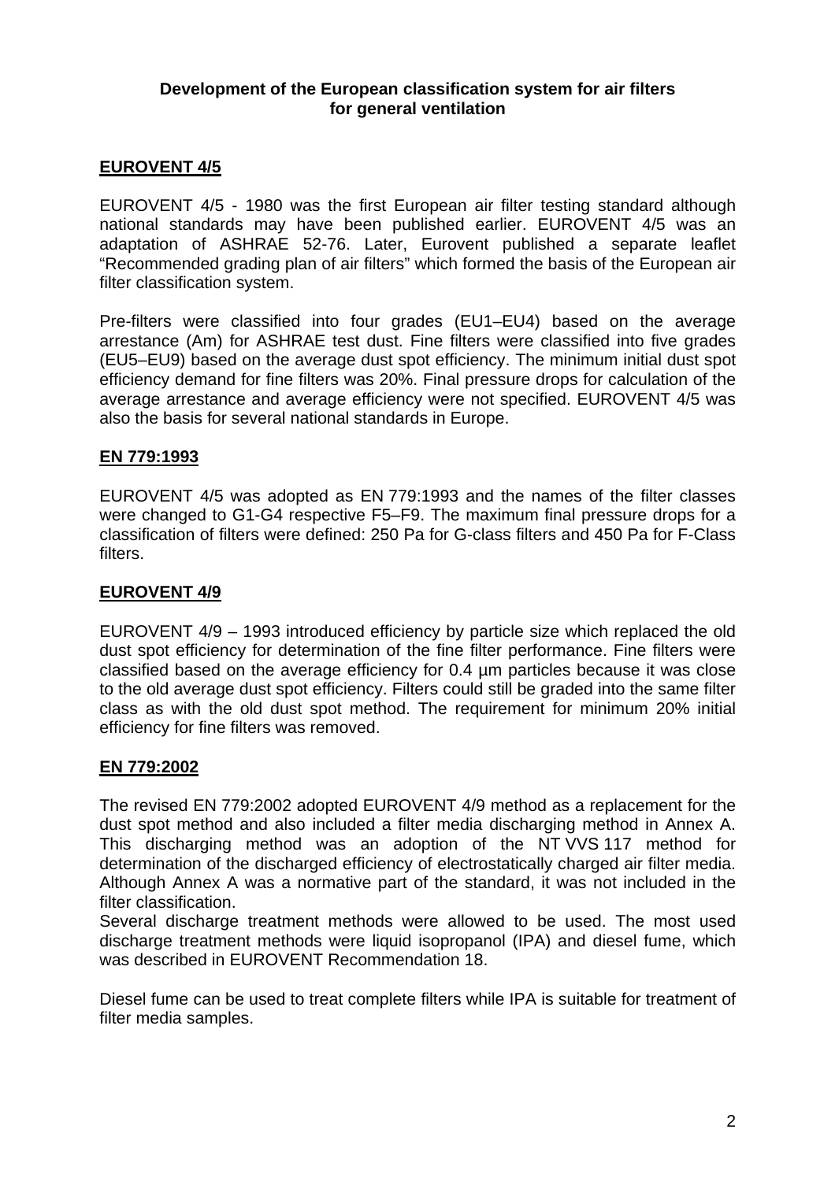# Development of the European classification system for air filters for general ventilation

## EUROVENT 4/5

EUROVENT 4/5 - 1980 was the first European air filter testing standard although national standards may have been published earlier. EUROVENT 4/5 was an adaptation of ASHRAE 52-76. Later, Eurovent published a separate leaflet "Recommended grading plan of air filters" which formed the basis of the European air filter classification system.

Pre-filters were classified into four grades (EU1–EU4) based on the average arrestance (Am) for ASHRAE test dust. Fine filters were classified into five grades (EU5–EU9) based on the average dust spot efficiency. The minimum initial dust spot efficiency demand for fine filters was 20%. Final pressure drops for calculation of the average arrestance and average efficiency were not specified. EUROVENT 4/5 was also the basis for several national standards in Europe.

## EN 779:1993

EUROVENT 4/5 was adopted as EN 779:1993 and the names of the filter classes were changed to G1-G4 respective F5–F9. The maximum final pressure drops for a classification of filters were defined: 250 Pa for G-class filters and 450 Pa for F-Class filters.

## EUROVENT 4/9

EUROVENT 4/9 – 1993 introduced efficiency by particle size which replaced the old dust spot efficiency for determination of the fine filter performance. Fine filters were classified based on the average efficiency for 0.4 µm particles because it was close to the old average dust spot efficiency. Filters could still be graded into the same filter class as with the old dust spot method. The requirement for minimum 20% initial efficiency for fine filters was removed.

## EN 779:2002

The revised EN 779:2002 adopted EUROVENT 4/9 method as a replacement for the dust spot method and also included a filter media discharging method in Annex A. This discharging method was an adoption of the NT VVS 117 method for determination of the discharged efficiency of electrostatically charged air filter media. Although Annex A was a normative part of the standard, it was not included in the filter classification.

Several discharge treatment methods were allowed to be used. The most used discharge treatment methods were liquid isopropanol (IPA) and diesel fume, which was described in EUROVENT Recommendation 18.

Diesel fume can be used to treat complete filters while IPA is suitable for treatment of filter media samples.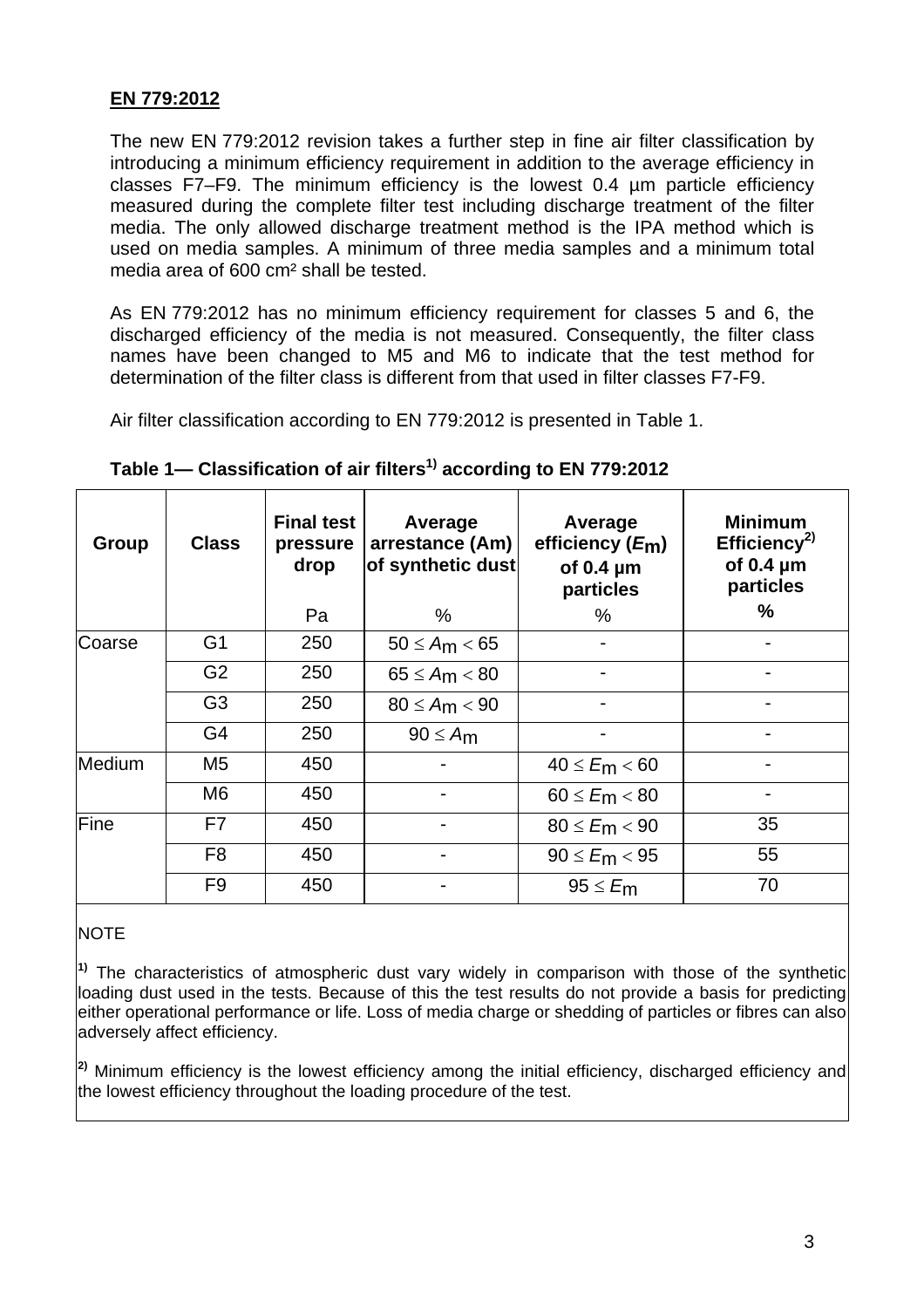**EN 779:2012**

The new EN 779:2012 revision takes a further step in fine air filter classification by introducing a minimum efficiency requirement in addition to the average efficiency in classes F7–F9. The minimum efficiency is the lowest 0.4 µm particle efficiency measured during the complete filter test including discharge treatment of the filter media. The only allowed discharge treatment method is the IPA method which is used on media samples. A minimum of three media samples and a minimum total media area of 600 cm² shall be tested.

As EN 779:2012 has no minimum efficiency requirement for classes 5 and 6, the discharged efficiency of the media is not measured. Consequently, the filter class names have been changed to M5 and M6 to indicate that the test method for determination of the filter class is different from that used in filter classes F7-F9.

Air filter classification according to EN 779:2012 is presented in Table 1.

**Table 1— Classification of air filters[1)] according to EN 779:2012**

| Group | Class | Final test pressure drop | Average arrestance (Am) of synthetic dust | Average efficiency ($E_m$) of 0.4 µm particles | Minimum Efficiency[2)] of 0.4 µm particles |
|---|---|---|---|---|---|
| | | Pa | % | % | % |
| Coarse | G1 | 250 | $50 \leq A_m < 65$ | - | - |
| | G2 | 250 | $65 \leq A_m < 80$ | - | - |
| | G3 | 250 | $80 \leq A_m < 90$ | - | - |
| | G4 | 250 | $90 \leq A_m$ | - | - |
| Medium | M5 | 450 | - | $40 \leq E_m < 60$ | - |
| | M6 | 450 | - | $60 \leq E_m < 80$ | - |
| Fine | F7 | 450 | - | $80 \leq E_m < 90$ | 35 |
| | F8 | 450 | - | $90 \leq E_m < 95$ | 55 |
| | F9 | 450 | - | $95 \leq E_m$ | 70 |

NOTE

[1)] The characteristics of atmospheric dust vary widely in comparison with those of the synthetic loading dust used in the tests. Because of this the test results do not provide a basis for predicting either operational performance or life. Loss of media charge or shedding of particles or fibres can also adversely affect efficiency.

[2)] Minimum efficiency is the lowest efficiency among the initial efficiency, discharged efficiency and the lowest efficiency throughout the loading procedure of the test.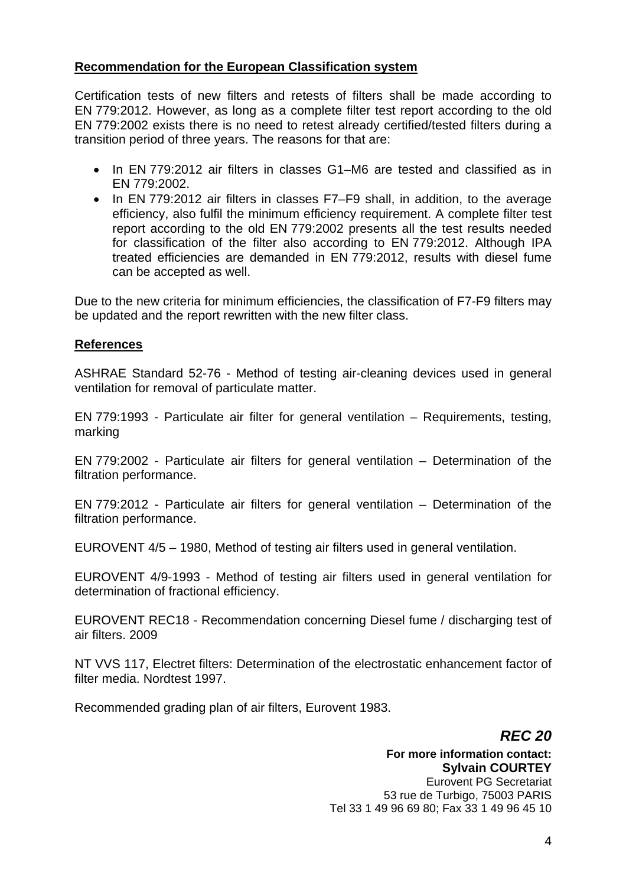## Recommendation for the European Classification system

Certification tests of new filters and retests of filters shall be made according to EN 779:2012. However, as long as a complete filter test report according to the old EN 779:2002 exists there is no need to retest already certified/tested filters during a transition period of three years. The reasons for that are:

- In EN 779:2012 air filters in classes G1–M6 are tested and classified as in EN 779:2002.
- In EN 779:2012 air filters in classes F7–F9 shall, in addition, to the average efficiency, also fulfil the minimum efficiency requirement. A complete filter test report according to the old EN 779:2002 presents all the test results needed for classification of the filter also according to EN 779:2012. Although IPA treated efficiencies are demanded in EN 779:2012, results with diesel fume can be accepted as well.

Due to the new criteria for minimum efficiencies, the classification of F7-F9 filters may be updated and the report rewritten with the new filter class.

## References

ASHRAE Standard 52-76 - Method of testing air-cleaning devices used in general ventilation for removal of particulate matter.

EN 779:1993 - Particulate air filter for general ventilation – Requirements, testing, marking

EN 779:2002 - Particulate air filters for general ventilation – Determination of the filtration performance.

EN 779:2012 - Particulate air filters for general ventilation – Determination of the filtration performance.

EUROVENT 4/5 – 1980, Method of testing air filters used in general ventilation.

EUROVENT 4/9-1993 - Method of testing air filters used in general ventilation for determination of fractional efficiency.

EUROVENT REC18 - Recommendation concerning Diesel fume / discharging test of air filters. 2009

NT VVS 117, Electret filters: Determination of the electrostatic enhancement factor of filter media. Nordtest 1997.

Recommended grading plan of air filters, Eurovent 1983.

***REC 20***

**For more information contact:**
**Sylvain COURTEY**
Eurovent PG Secretariat
53 rue de Turbigo, 75003 PARIS
Tel 33 1 49 96 69 80; Fax 33 1 49 96 45 10